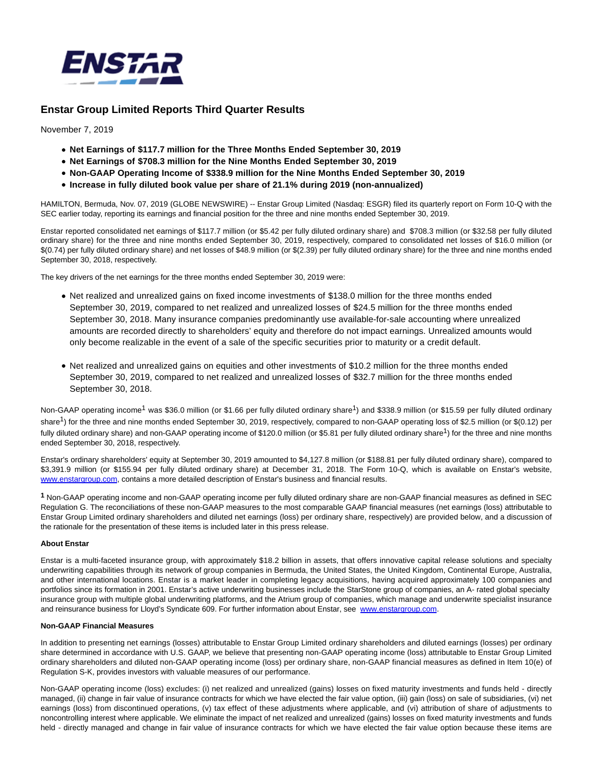# Enstar Group Limited Reports Third Quarter Results

November 7, 2019

- **Net Earnings of $117.7 million for the Three Months Ended September 30, 2019**
- **Net Earnings of $708.3 million for the Nine Months Ended September 30, 2019**
- **Non-GAAP Operating Income of $338.9 million for the Nine Months Ended September 30, 2019**
- **Increase in fully diluted book value per share of 21.1% during 2019 (non-annualized)**

HAMILTON, Bermuda, Nov. 07, 2019 (GLOBE NEWSWIRE) -- Enstar Group Limited (Nasdaq: ESGR) filed its quarterly report on Form 10-Q with the SEC earlier today, reporting its earnings and financial position for the three and nine months ended September 30, 2019.

Enstar reported consolidated net earnings of $117.7 million (or $5.42 per fully diluted ordinary share) and $708.3 million (or $32.58 per fully diluted ordinary share) for the three and nine months ended September 30, 2019, respectively, compared to consolidated net losses of $16.0 million (or $(0.74) per fully diluted ordinary share) and net losses of $48.9 million (or $(2.39) per fully diluted ordinary share) for the three and nine months ended September 30, 2018, respectively.

The key drivers of the net earnings for the three months ended September 30, 2019 were:

- Net realized and unrealized gains on fixed income investments of $138.0 million for the three months ended September 30, 2019, compared to net realized and unrealized losses of $24.5 million for the three months ended September 30, 2018. Many insurance companies predominantly use available-for-sale accounting where unrealized amounts are recorded directly to shareholders' equity and therefore do not impact earnings. Unrealized amounts would only become realizable in the event of a sale of the specific securities prior to maturity or a credit default.

- Net realized and unrealized gains on equities and other investments of $10.2 million for the three months ended September 30, 2019, compared to net realized and unrealized losses of $32.7 million for the three months ended September 30, 2018.

Non-GAAP operating income[1] was $36.0 million (or $1.66 per fully diluted ordinary share[1]) and $338.9 million (or $15.59 per fully diluted ordinary share[1]) for the three and nine months ended September 30, 2019, respectively, compared to non-GAAP operating loss of $2.5 million (or $(0.12) per fully diluted ordinary share) and non-GAAP operating income of $120.0 million (or $5.81 per fully diluted ordinary share[1]) for the three and nine months ended September 30, 2018, respectively.

Enstar's ordinary shareholders' equity at September 30, 2019 amounted to $4,127.8 million (or $188.81 per fully diluted ordinary share), compared to $3,391.9 million (or $155.94 per fully diluted ordinary share) at December 31, 2018. The Form 10-Q, which is available on Enstar's website, www.enstargroup.com, contains a more detailed description of Enstar's business and financial results.

**1** Non-GAAP operating income and non-GAAP operating income per fully diluted ordinary share are non-GAAP financial measures as defined in SEC Regulation G. The reconciliations of these non-GAAP measures to the most comparable GAAP financial measures (net earnings (loss) attributable to Enstar Group Limited ordinary shareholders and diluted net earnings (loss) per ordinary share, respectively) are provided below, and a discussion of the rationale for the presentation of these items is included later in this press release.

**About Enstar**

Enstar is a multi-faceted insurance group, with approximately $18.2 billion in assets, that offers innovative capital release solutions and specialty underwriting capabilities through its network of group companies in Bermuda, the United States, the United Kingdom, Continental Europe, Australia, and other international locations. Enstar is a market leader in completing legacy acquisitions, having acquired approximately 100 companies and portfolios since its formation in 2001. Enstar's active underwriting businesses include the StarStone group of companies, an A- rated global specialty insurance group with multiple global underwriting platforms, and the Atrium group of companies, which manage and underwrite specialist insurance and reinsurance business for Lloyd's Syndicate 609. For further information about Enstar, see www.enstargroup.com.

**Non-GAAP Financial Measures**

In addition to presenting net earnings (losses) attributable to Enstar Group Limited ordinary shareholders and diluted earnings (losses) per ordinary share determined in accordance with U.S. GAAP, we believe that presenting non-GAAP operating income (loss) attributable to Enstar Group Limited ordinary shareholders and diluted non-GAAP operating income (loss) per ordinary share, non-GAAP financial measures as defined in Item 10(e) of Regulation S-K, provides investors with valuable measures of our performance.

Non-GAAP operating income (loss) excludes: (i) net realized and unrealized (gains) losses on fixed maturity investments and funds held - directly managed, (ii) change in fair value of insurance contracts for which we have elected the fair value option, (iii) gain (loss) on sale of subsidiaries, (vi) net earnings (loss) from discontinued operations, (v) tax effect of these adjustments where applicable, and (vi) attribution of share of adjustments to noncontrolling interest where applicable. We eliminate the impact of net realized and unrealized (gains) losses on fixed maturity investments and funds held - directly managed and change in fair value of insurance contracts for which we have elected the fair value option because these items are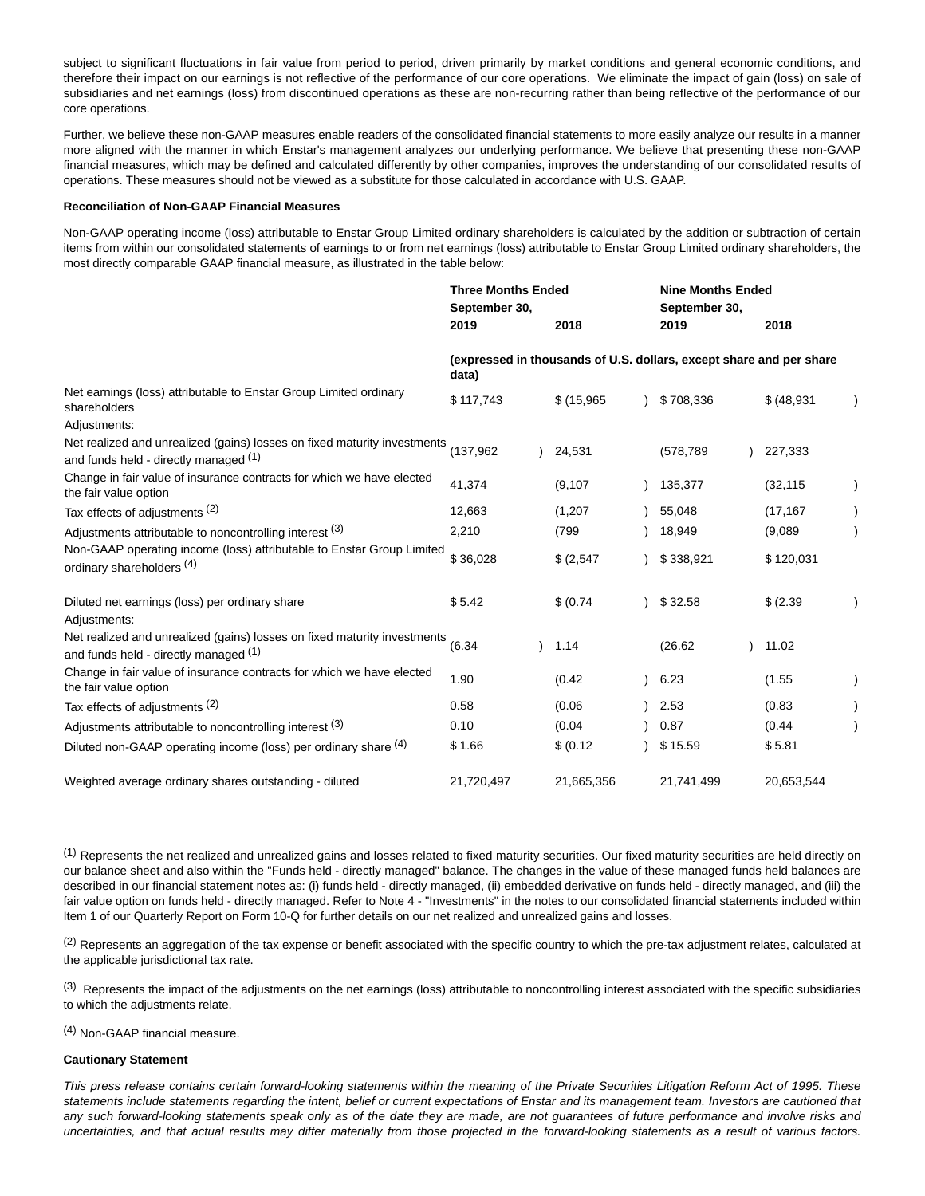subject to significant fluctuations in fair value from period to period, driven primarily by market conditions and general economic conditions, and therefore their impact on our earnings is not reflective of the performance of our core operations. We eliminate the impact of gain (loss) on sale of subsidiaries and net earnings (loss) from discontinued operations as these are non-recurring rather than being reflective of the performance of our core operations.

Further, we believe these non-GAAP measures enable readers of the consolidated financial statements to more easily analyze our results in a manner more aligned with the manner in which Enstar's management analyzes our underlying performance. We believe that presenting these non-GAAP financial measures, which may be defined and calculated differently by other companies, improves the understanding of our consolidated results of operations. These measures should not be viewed as a substitute for those calculated in accordance with U.S. GAAP.

**Reconciliation of Non-GAAP Financial Measures**

Non-GAAP operating income (loss) attributable to Enstar Group Limited ordinary shareholders is calculated by the addition or subtraction of certain items from within our consolidated statements of earnings to or from net earnings (loss) attributable to Enstar Group Limited ordinary shareholders, the most directly comparable GAAP financial measure, as illustrated in the table below:

| | Three Months Ended September 30, | | Nine Months Ended September 30, | |
|---|---|---|---|---|
| | 2019 | 2018 | 2019 | 2018 |
| | (expressed in thousands of U.S. dollars, except share and per share data) | | | |
| Net earnings (loss) attributable to Enstar Group Limited ordinary shareholders | $ 117,743 | $ (15,965) | $ 708,336 | $ (48,931) |
| Adjustments: | | | | |
| Net realized and unrealized (gains) losses on fixed maturity investments and funds held - directly managed (1) | (137,962) | 24,531 | (578,789) | 227,333 |
| Change in fair value of insurance contracts for which we have elected the fair value option | 41,374 | (9,107) | 135,377 | (32,115) |
| Tax effects of adjustments (2) | 12,663 | (1,207) | 55,048 | (17,167) |
| Adjustments attributable to noncontrolling interest (3) | 2,210 | (799) | 18,949 | (9,089) |
| Non-GAAP operating income (loss) attributable to Enstar Group Limited ordinary shareholders (4) | $ 36,028 | $ (2,547) | $ 338,921 | $ 120,031 |
| | | | | |
| Diluted net earnings (loss) per ordinary share | $ 5.42 | $ (0.74) | $ 32.58 | $ (2.39) |
| Adjustments: | | | | |
| Net realized and unrealized (gains) losses on fixed maturity investments and funds held - directly managed (1) | (6.34) | 1.14 | (26.62) | 11.02 |
| Change in fair value of insurance contracts for which we have elected the fair value option | 1.90 | (0.42) | 6.23 | (1.55) |
| Tax effects of adjustments (2) | 0.58 | (0.06) | 2.53 | (0.83) |
| Adjustments attributable to noncontrolling interest (3) | 0.10 | (0.04) | 0.87 | (0.44) |
| Diluted non-GAAP operating income (loss) per ordinary share (4) | $ 1.66 | $ (0.12) | $ 15.59 | $ 5.81 |
| | | | | |
| Weighted average ordinary shares outstanding - diluted | 21,720,497 | 21,665,356 | 21,741,499 | 20,653,544 |

(1) Represents the net realized and unrealized gains and losses related to fixed maturity securities. Our fixed maturity securities are held directly on our balance sheet and also within the "Funds held - directly managed" balance. The changes in the value of these managed funds held balances are described in our financial statement notes as: (i) funds held - directly managed, (ii) embedded derivative on funds held - directly managed, and (iii) the fair value option on funds held - directly managed. Refer to Note 4 - "Investments" in the notes to our consolidated financial statements included within Item 1 of our Quarterly Report on Form 10-Q for further details on our net realized and unrealized gains and losses.

(2) Represents an aggregation of the tax expense or benefit associated with the specific country to which the pre-tax adjustment relates, calculated at the applicable jurisdictional tax rate.

(3) Represents the impact of the adjustments on the net earnings (loss) attributable to noncontrolling interest associated with the specific subsidiaries to which the adjustments relate.

(4) Non-GAAP financial measure.

**Cautionary Statement**

*This press release contains certain forward-looking statements within the meaning of the Private Securities Litigation Reform Act of 1995. These statements include statements regarding the intent, belief or current expectations of Enstar and its management team. Investors are cautioned that any such forward-looking statements speak only as of the date they are made, are not guarantees of future performance and involve risks and uncertainties, and that actual results may differ materially from those projected in the forward-looking statements as a result of various factors.*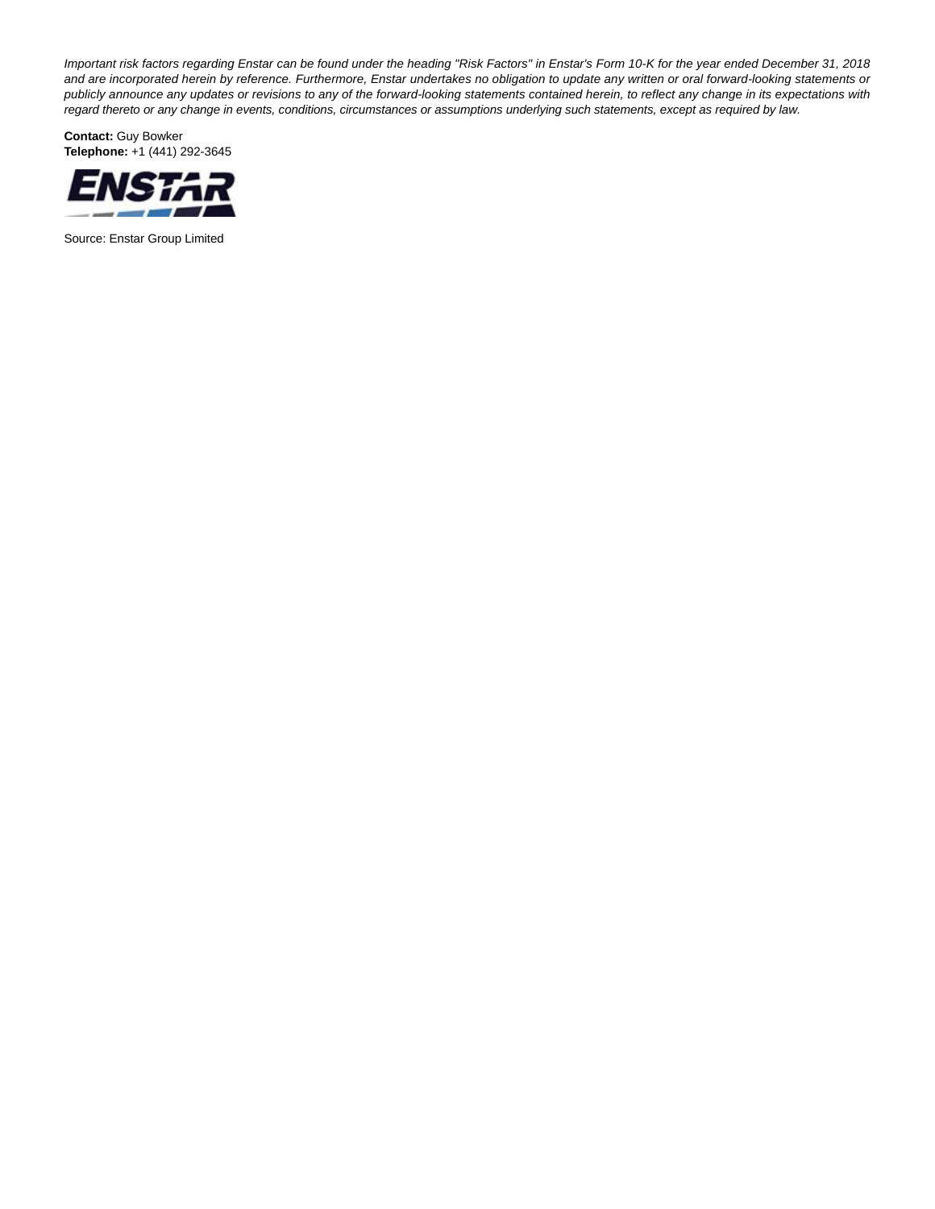*Important risk factors regarding Enstar can be found under the heading "Risk Factors" in Enstar's Form 10-K for the year ended December 31, 2018 and are incorporated herein by reference. Furthermore, Enstar undertakes no obligation to update any written or oral forward-looking statements or publicly announce any updates or revisions to any of the forward-looking statements contained herein, to reflect any change in its expectations with regard thereto or any change in events, conditions, circumstances or assumptions underlying such statements, except as required by law.*

**Contact:** Guy Bowker
**Telephone:** +1 (441) 292-3645

ENSTAR

Source: Enstar Group Limited